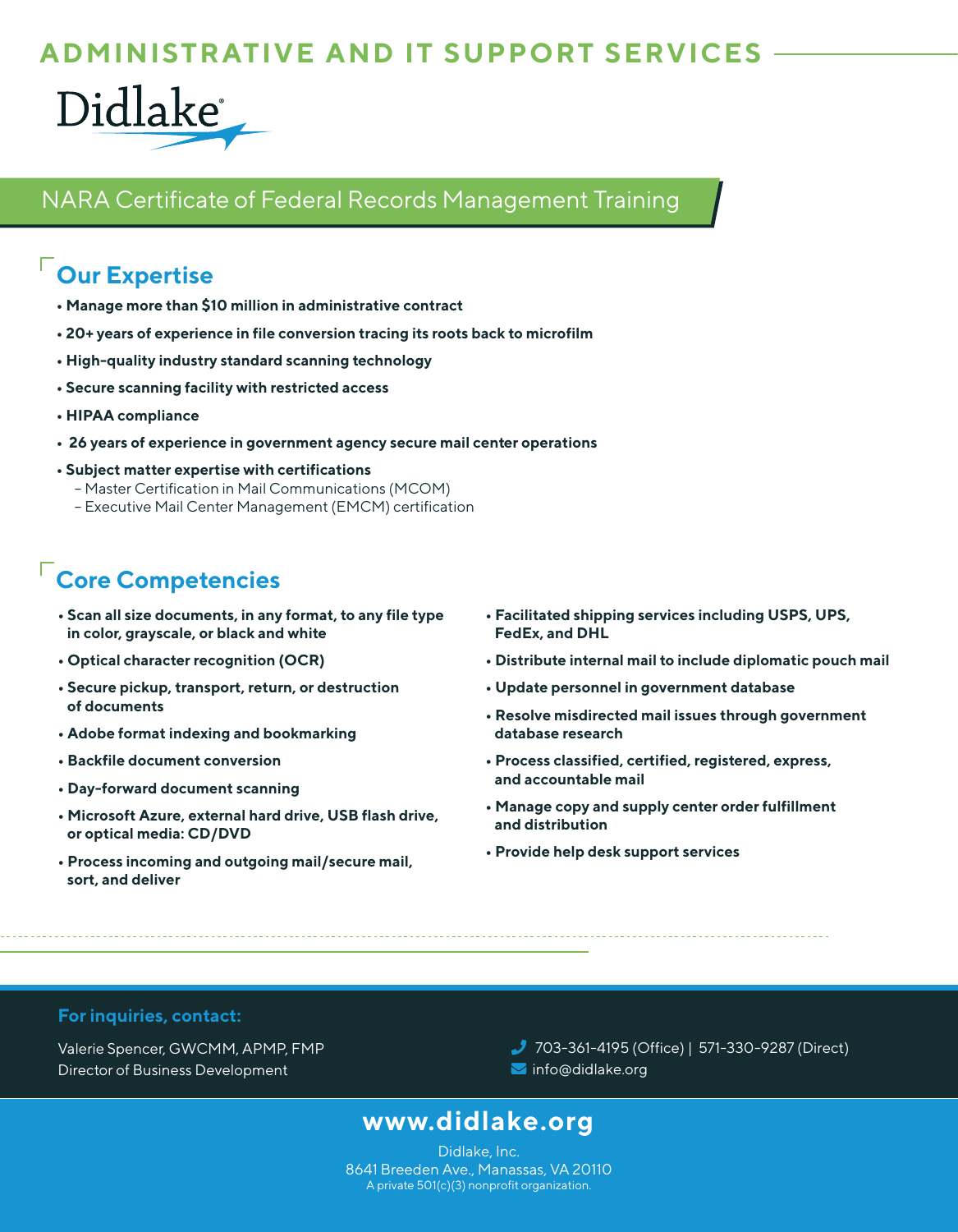# ADMINISTRATIVE AND IT SUPPORT SERVICES

Didlake

## NARA Certificate of Federal Records Management Training

## Our Expertise

- **Manage more than $10 million in administrative contract**
- **20+ years of experience in file conversion tracing its roots back to microfilm**
- **High-quality industry standard scanning technology**
- **Secure scanning facility with restricted access**
- **HIPAA compliance**
- **26 years of experience in government agency secure mail center operations**
- **Subject matter expertise with certifications**
  - Master Certification in Mail Communications (MCOM)
  - Executive Mail Center Management (EMCM) certification

## Core Competencies

- **Scan all size documents, in any format, to any file type in color, grayscale, or black and white**
- **Optical character recognition (OCR)**
- **Secure pickup, transport, return, or destruction of documents**
- **Adobe format indexing and bookmarking**
- **Backfile document conversion**
- **Day-forward document scanning**
- **Microsoft Azure, external hard drive, USB flash drive, or optical media: CD/DVD**
- **Process incoming and outgoing mail/secure mail, sort, and deliver**
- **Facilitated shipping services including USPS, UPS, FedEx, and DHL**
- **Distribute internal mail to include diplomatic pouch mail**
- **Update personnel in government database**
- **Resolve misdirected mail issues through government database research**
- **Process classified, certified, registered, express, and accountable mail**
- **Manage copy and supply center order fulfillment and distribution**
- **Provide help desk support services**

**For inquiries, contact:**

Valerie Spencer, GWCMM, APMP, FMP
Director of Business Development

703-361-4195 (Office) | 571-330-9287 (Direct)
info@didlake.org

**www.didlake.org**

Didlake, Inc.
8641 Breeden Ave., Manassas, VA 20110
A private 501(c)(3) nonprofit organization.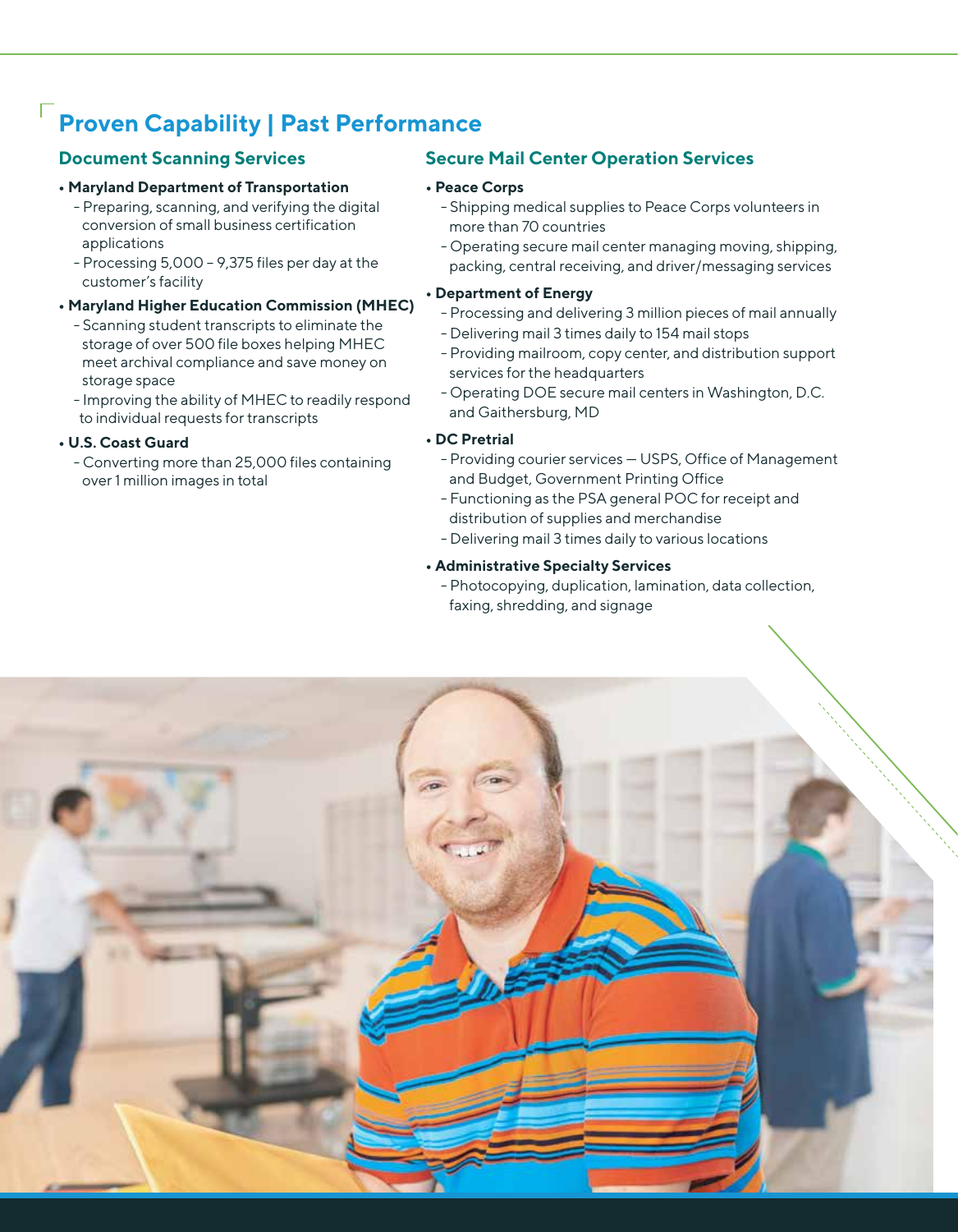# Proven Capability | Past Performance

## Document Scanning Services

- **Maryland Department of Transportation**
  - Preparing, scanning, and verifying the digital conversion of small business certification applications
  - Processing 5,000 – 9,375 files per day at the customer's facility
- **Maryland Higher Education Commission (MHEC)**
  - Scanning student transcripts to eliminate the storage of over 500 file boxes helping MHEC meet archival compliance and save money on storage space
  - Improving the ability of MHEC to readily respond to individual requests for transcripts
- **U.S. Coast Guard**
  - Converting more than 25,000 files containing over 1 million images in total

## Secure Mail Center Operation Services

- **Peace Corps**
  - Shipping medical supplies to Peace Corps volunteers in more than 70 countries
  - Operating secure mail center managing moving, shipping, packing, central receiving, and driver/messaging services
- **Department of Energy**
  - Processing and delivering 3 million pieces of mail annually
  - Delivering mail 3 times daily to 154 mail stops
  - Providing mailroom, copy center, and distribution support services for the headquarters
  - Operating DOE secure mail centers in Washington, D.C. and Gaithersburg, MD
- **DC Pretrial**
  - Providing courier services — USPS, Office of Management and Budget, Government Printing Office
  - Functioning as the PSA general POC for receipt and distribution of supplies and merchandise
  - Delivering mail 3 times daily to various locations
- **Administrative Specialty Services**
  - Photocopying, duplication, lamination, data collection, faxing, shredding, and signage